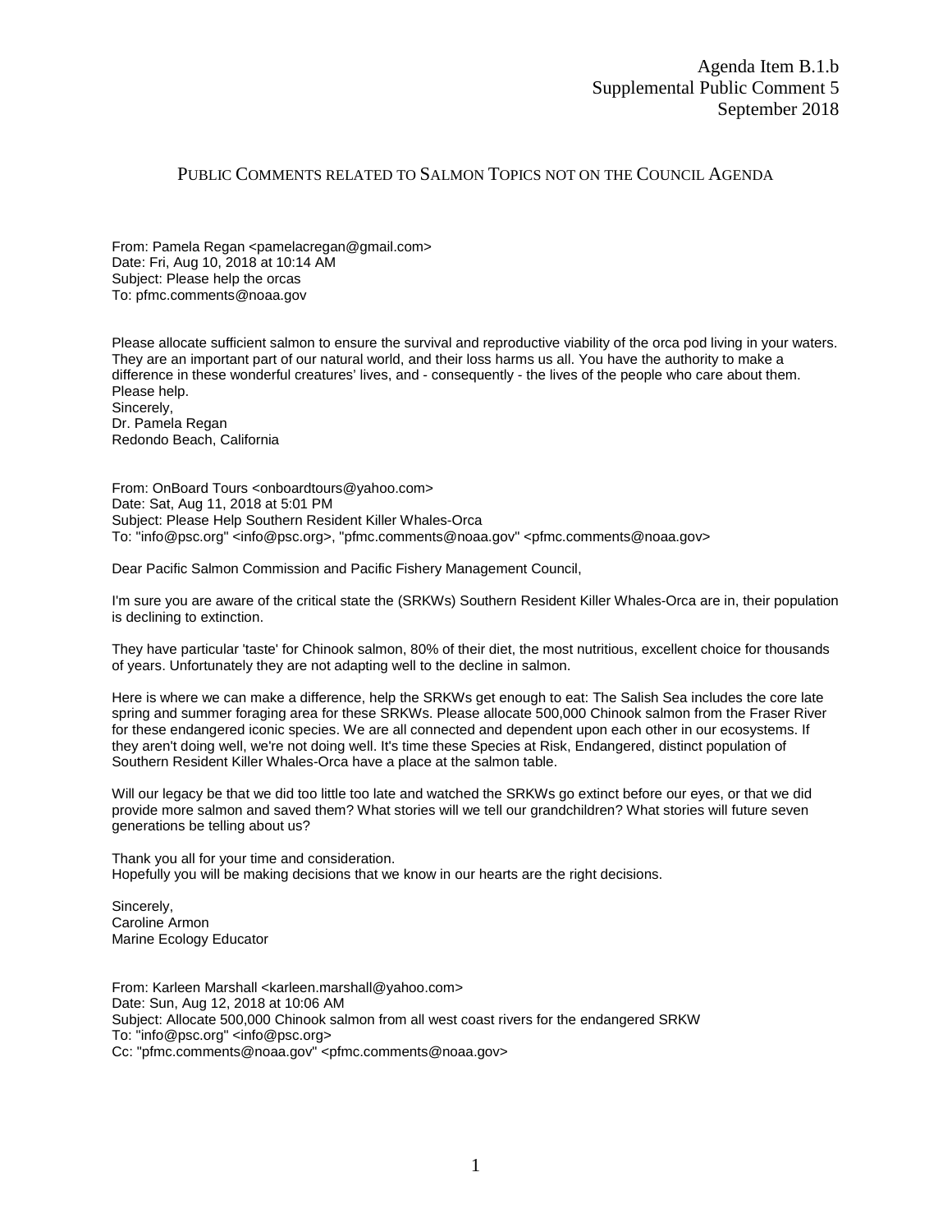Agenda Item B.1.b
Supplemental Public Comment 5
September 2018

## PUBLIC COMMENTS RELATED TO SALMON TOPICS NOT ON THE COUNCIL AGENDA

From: Pamela Regan <pamelacregan@gmail.com>
Date: Fri, Aug 10, 2018 at 10:14 AM
Subject: Please help the orcas
To: pfmc.comments@noaa.gov

Please allocate sufficient salmon to ensure the survival and reproductive viability of the orca pod living in your waters. They are an important part of our natural world, and their loss harms us all. You have the authority to make a difference in these wonderful creatures' lives, and - consequently - the lives of the people who care about them. Please help.
Sincerely,
Dr. Pamela Regan
Redondo Beach, California

From: OnBoard Tours <onboardtours@yahoo.com>
Date: Sat, Aug 11, 2018 at 5:01 PM
Subject: Please Help Southern Resident Killer Whales-Orca
To: "info@psc.org" <info@psc.org>, "pfmc.comments@noaa.gov" <pfmc.comments@noaa.gov>

Dear Pacific Salmon Commission and Pacific Fishery Management Council,

I'm sure you are aware of the critical state the (SRKWs) Southern Resident Killer Whales-Orca are in, their population is declining to extinction.

They have particular 'taste' for Chinook salmon, 80% of their diet, the most nutritious, excellent choice for thousands of years. Unfortunately they are not adapting well to the decline in salmon.

Here is where we can make a difference, help the SRKWs get enough to eat: The Salish Sea includes the core late spring and summer foraging area for these SRKWs. Please allocate 500,000 Chinook salmon from the Fraser River for these endangered iconic species. We are all connected and dependent upon each other in our ecosystems. If they aren't doing well, we're not doing well. It's time these Species at Risk, Endangered, distinct population of Southern Resident Killer Whales-Orca have a place at the salmon table.

Will our legacy be that we did too little too late and watched the SRKWs go extinct before our eyes, or that we did provide more salmon and saved them? What stories will we tell our grandchildren? What stories will future seven generations be telling about us?

Thank you all for your time and consideration.
Hopefully you will be making decisions that we know in our hearts are the right decisions.

Sincerely,
Caroline Armon
Marine Ecology Educator

From: Karleen Marshall <karleen.marshall@yahoo.com>
Date: Sun, Aug 12, 2018 at 10:06 AM
Subject: Allocate 500,000 Chinook salmon from all west coast rivers for the endangered SRKW
To: "info@psc.org" <info@psc.org>
Cc: "pfmc.comments@noaa.gov" <pfmc.comments@noaa.gov>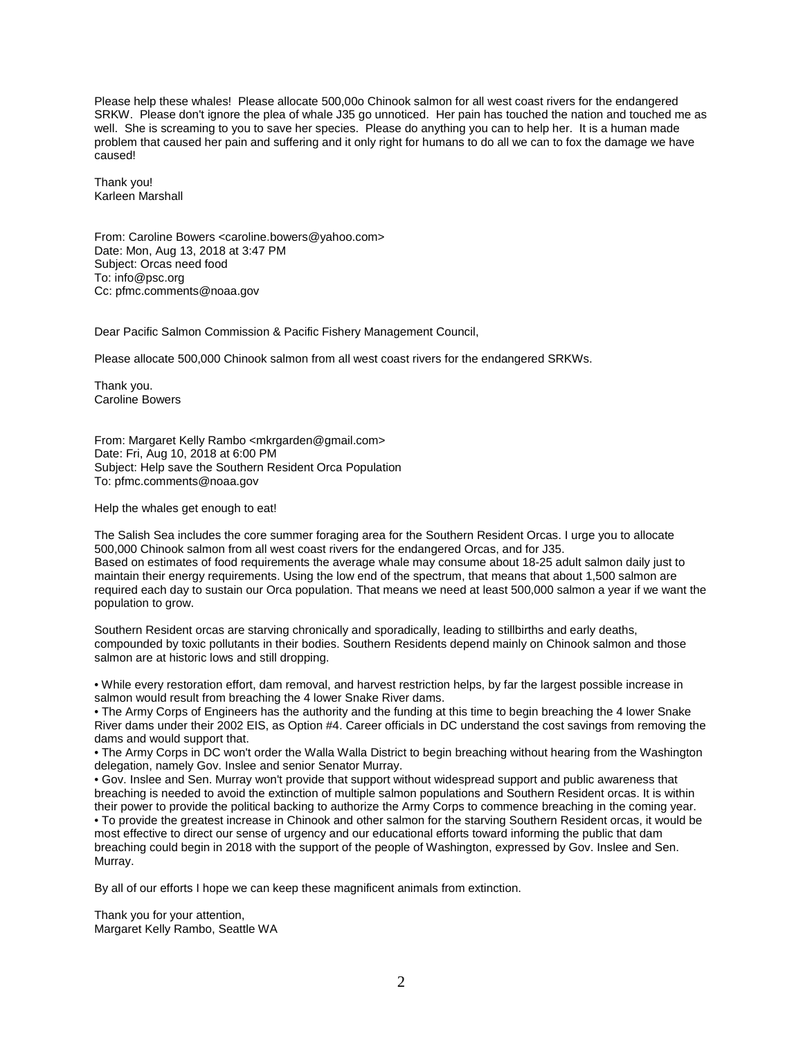Please help these whales! Please allocate 500,00o Chinook salmon for all west coast rivers for the endangered SRKW. Please don't ignore the plea of whale J35 go unnoticed. Her pain has touched the nation and touched me as well. She is screaming to you to save her species. Please do anything you can to help her. It is a human made problem that caused her pain and suffering and it only right for humans to do all we can to fox the damage we have caused!

Thank you!
Karleen Marshall

From: Caroline Bowers <caroline.bowers@yahoo.com>
Date: Mon, Aug 13, 2018 at 3:47 PM
Subject: Orcas need food
To: info@psc.org
Cc: pfmc.comments@noaa.gov

Dear Pacific Salmon Commission & Pacific Fishery Management Council,

Please allocate 500,000 Chinook salmon from all west coast rivers for the endangered SRKWs.

Thank you.
Caroline Bowers

From: Margaret Kelly Rambo <mkrgarden@gmail.com>
Date: Fri, Aug 10, 2018 at 6:00 PM
Subject: Help save the Southern Resident Orca Population
To: pfmc.comments@noaa.gov

Help the whales get enough to eat!

The Salish Sea includes the core summer foraging area for the Southern Resident Orcas. I urge you to allocate 500,000 Chinook salmon from all west coast rivers for the endangered Orcas, and for J35.
Based on estimates of food requirements the average whale may consume about 18-25 adult salmon daily just to maintain their energy requirements. Using the low end of the spectrum, that means that about 1,500 salmon are required each day to sustain our Orca population. That means we need at least 500,000 salmon a year if we want the population to grow.

Southern Resident orcas are starving chronically and sporadically, leading to stillbirths and early deaths, compounded by toxic pollutants in their bodies. Southern Residents depend mainly on Chinook salmon and those salmon are at historic lows and still dropping.

• While every restoration effort, dam removal, and harvest restriction helps, by far the largest possible increase in salmon would result from breaching the 4 lower Snake River dams.
• The Army Corps of Engineers has the authority and the funding at this time to begin breaching the 4 lower Snake River dams under their 2002 EIS, as Option #4. Career officials in DC understand the cost savings from removing the dams and would support that.
• The Army Corps in DC won't order the Walla Walla District to begin breaching without hearing from the Washington delegation, namely Gov. Inslee and senior Senator Murray.
• Gov. Inslee and Sen. Murray won't provide that support without widespread support and public awareness that breaching is needed to avoid the extinction of multiple salmon populations and Southern Resident orcas. It is within their power to provide the political backing to authorize the Army Corps to commence breaching in the coming year.
• To provide the greatest increase in Chinook and other salmon for the starving Southern Resident orcas, it would be most effective to direct our sense of urgency and our educational efforts toward informing the public that dam breaching could begin in 2018 with the support of the people of Washington, expressed by Gov. Inslee and Sen. Murray.

By all of our efforts I hope we can keep these magnificent animals from extinction.

Thank you for your attention,
Margaret Kelly Rambo, Seattle WA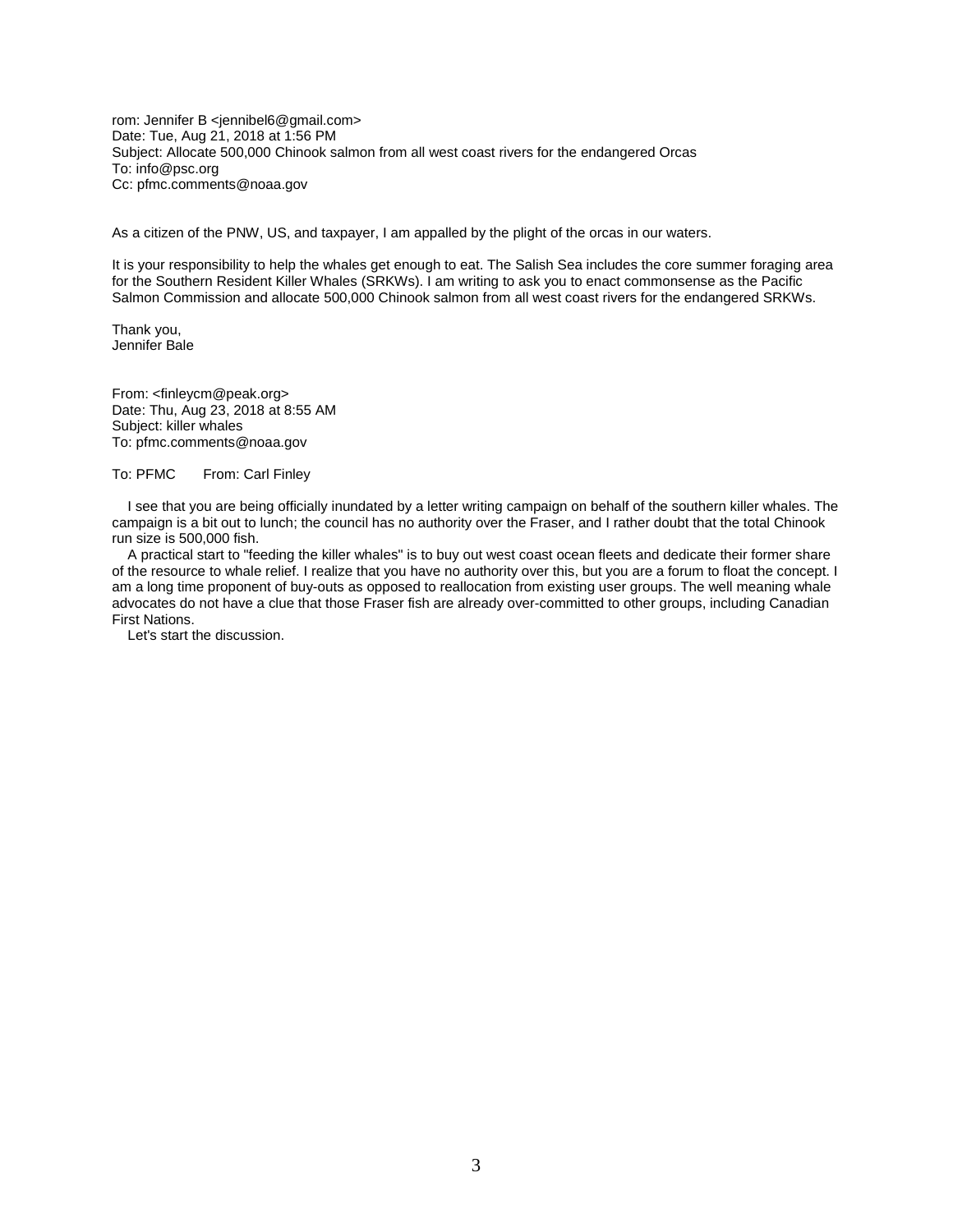rom: Jennifer B <jennibel6@gmail.com>
Date: Tue, Aug 21, 2018 at 1:56 PM
Subject: Allocate 500,000 Chinook salmon from all west coast rivers for the endangered Orcas
To: info@psc.org
Cc: pfmc.comments@noaa.gov

As a citizen of the PNW, US, and taxpayer, I am appalled by the plight of the orcas in our waters.

It is your responsibility to help the whales get enough to eat. The Salish Sea includes the core summer foraging area for the Southern Resident Killer Whales (SRKWs). I am writing to ask you to enact commonsense as the Pacific Salmon Commission and allocate 500,000 Chinook salmon from all west coast rivers for the endangered SRKWs.

Thank you,
Jennifer Bale

From: <finleycm@peak.org>
Date: Thu, Aug 23, 2018 at 8:55 AM
Subject: killer whales
To: pfmc.comments@noaa.gov

To: PFMC From: Carl Finley

I see that you are being officially inundated by a letter writing campaign on behalf of the southern killer whales. The campaign is a bit out to lunch; the council has no authority over the Fraser, and I rather doubt that the total Chinook run size is 500,000 fish.

A practical start to "feeding the killer whales" is to buy out west coast ocean fleets and dedicate their former share of the resource to whale relief. I realize that you have no authority over this, but you are a forum to float the concept. I am a long time proponent of buy-outs as opposed to reallocation from existing user groups. The well meaning whale advocates do not have a clue that those Fraser fish are already over-committed to other groups, including Canadian First Nations.

Let's start the discussion.